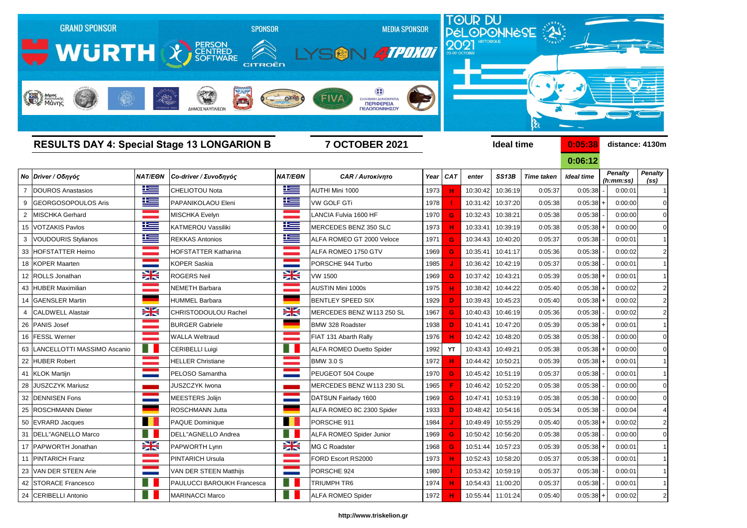GRAND SPONSOR WÜRTH | SPONSOR PERSON CENTRED SOFTWARE, CITROËN | MEDIA SPONSOR LYSON 4TPOXOI

TOUR DU PÉLOPONNÈSE HISTORIQUE 2021 03-09 OCTOBER

## RESULTS DAY 4: Special Stage 13 LONGARION B

**7 OCTOBER 2021**

Ideal time **0:05:38** distance: 4130m

**0:06:12**

| No | Driver / Οδηγός | NAT/ΕΘΝ | Co-driver / Συνοδηγός | NAT/ΕΘΝ | CAR / Αυτοκίνητο | Year | CAT | enter | SS13B | Time taken | Ideal time | | Penalty (h:mm:ss) | Penalty (ss) |
|---|---|---|---|---|---|---|---|---|---|---|---|---|---|---|
| 7 | DOUROS Anastasios | | CHELIOTOU Nota | | AUTHI Mini 1000 | 1973 | H | 10:30:42 | 10:36:19 | 0:05:37 | 0:05:38 | - | 0:00:01 | 1 |
| 9 | GEORGOSOPOULOS Aris | | PAPANIKOLAOU Eleni | | VW GOLF GTi | 1978 | I | 10:31:42 | 10:37:20 | 0:05:38 | 0:05:38 | + | 0:00:00 | 0 |
| 2 | MISCHKA Gerhard | | MISCHKA Evelyn | | LANCIA Fulvia 1600 HF | 1970 | G | 10:32:43 | 10:38:21 | 0:05:38 | 0:05:38 | - | 0:00:00 | 0 |
| 15 | VOTZAKIS Pavlos | | KATMEROU Vassiliki | | MERCEDES BENZ 350 SLC | 1973 | H | 10:33:41 | 10:39:19 | 0:05:38 | 0:05:38 | + | 0:00:00 | 0 |
| 3 | VOUDOURIS Stylianos | | REKKAS Antonios | | ALFA ROMEO GT 2000 Veloce | 1971 | G | 10:34:43 | 10:40:20 | 0:05:37 | 0:05:38 | - | 0:00:01 | 1 |
| 33 | HOFSTATTER Heimo | | HOFSTATTER Katharina | | ALFA ROMEO 1750 GTV | 1969 | G | 10:35:41 | 10:41:17 | 0:05:36 | 0:05:38 | - | 0:00:02 | 2 |
| 18 | KOPER Maarten | | KOPER Saskia | | PORSCHE 944 Turbo | 1985 | J | 10:36:42 | 10:42:19 | 0:05:37 | 0:05:38 | - | 0:00:01 | 1 |
| 12 | ROLLS Jonathan | | ROGERS Neil | | VW 1500 | 1969 | G | 10:37:42 | 10:43:21 | 0:05:39 | 0:05:38 | + | 0:00:01 | 1 |
| 43 | HUBER Maximilian | | NEMETH Barbara | | AUSTIN Mini 1000s | 1975 | H | 10:38:42 | 10:44:22 | 0:05:40 | 0:05:38 | + | 0:00:02 | 2 |
| 14 | GAENSLER Martin | | HUMMEL Barbara | | BENTLEY SPEED SIX | 1929 | D | 10:39:43 | 10:45:23 | 0:05:40 | 0:05:38 | + | 0:00:02 | 2 |
| 4 | CALDWELL Alastair | | CHRISTODOULOU Rachel | | MERCEDES BENZ W113 250 SL | 1967 | G | 10:40:43 | 10:46:19 | 0:05:36 | 0:05:38 | - | 0:00:02 | 2 |
| 26 | PANIS Josef | | BURGER Gabriele | | BMW 328 Roadster | 1938 | D | 10:41:41 | 10:47:20 | 0:05:39 | 0:05:38 | + | 0:00:01 | 1 |
| 16 | FESSL Werner | | WALLA Weltraud | | FIAT 131 Abarth Rally | 1976 | H | 10:42:42 | 10:48:20 | 0:05:38 | 0:05:38 | - | 0:00:00 | 0 |
| 63 | LANCELLOTTI MASSIMO Ascanio | | CERIBELLI Luigi | | ALFA ROMEO Duetto Spider | 1992 | YT | 10:43:43 | 10:49:21 | 0:05:38 | 0:05:38 | + | 0:00:00 | 0 |
| 22 | HUBER Robert | | HELLER Christiane | | BMW 3.0 S | 1972 | H | 10:44:42 | 10:50:21 | 0:05:39 | 0:05:38 | + | 0:00:01 | 1 |
| 41 | KLOK Martijn | | PELOSO Samantha | | PEUGEOT 504 Coupe | 1970 | G | 10:45:42 | 10:51:19 | 0:05:37 | 0:05:38 | - | 0:00:01 | 1 |
| 28 | JUSZCZYK Mariusz | | JUSZCZYK Iwona | | MERCEDES BENZ W113 230 SL | 1965 | F | 10:46:42 | 10:52:20 | 0:05:38 | 0:05:38 | - | 0:00:00 | 0 |
| 32 | DENNISEN Fons | | MEESTERS Jolijn | | DATSUN Fairlady 1600 | 1969 | G | 10:47:41 | 10:53:19 | 0:05:38 | 0:05:38 | - | 0:00:00 | 0 |
| 25 | ROSCHMANN Dieter | | ROSCHMANN Jutta | | ALFA ROMEO 8C 2300 Spider | 1933 | D | 10:48:42 | 10:54:16 | 0:05:34 | 0:05:38 | - | 0:00:04 | 4 |
| 50 | EVRARD Jacques | | PAQUE Dominique | | PORSCHE 911 | 1984 | J | 10:49:49 | 10:55:29 | 0:05:40 | 0:05:38 | + | 0:00:02 | 2 |
| 31 | DELL"AGNELLO Marco | | DELL"AGNELLO Andrea | | ALFA ROMEO Spider Junior | 1969 | G | 10:50:42 | 10:56:20 | 0:05:38 | 0:05:38 | - | 0:00:00 | 0 |
| 17 | PAPWORTH Jonathan | | PAPWORTH Lynn | | MG C Roadster | 1968 | G | 10:51:44 | 10:57:23 | 0:05:39 | 0:05:38 | + | 0:00:01 | 1 |
| 11 | PINTARICH Franz | | PINTARICH Ursula | | FORD Escort RS2000 | 1973 | H | 10:52:43 | 10:58:20 | 0:05:37 | 0:05:38 | - | 0:00:01 | 1 |
| 23 | VAN DER STEEN Arie | | VAN DER STEEN Matthijs | | PORSCHE 924 | 1980 | I | 10:53:42 | 10:59:19 | 0:05:37 | 0:05:38 | - | 0:00:01 | 1 |
| 42 | STORACE Francesco | | PAULUCCI BAROUKH Francesca | | TRIUMPH TR6 | 1974 | H | 10:54:43 | 11:00:20 | 0:05:37 | 0:05:38 | - | 0:00:01 | 1 |
| 24 | CERIBELLI Antonio | | MARINACCI Marco | | ALFA ROMEO Spider | 1972 | H | 10:55:44 | 11:01:24 | 0:05:40 | 0:05:38 | + | 0:00:02 | 2 |

http://www.triskelion.gr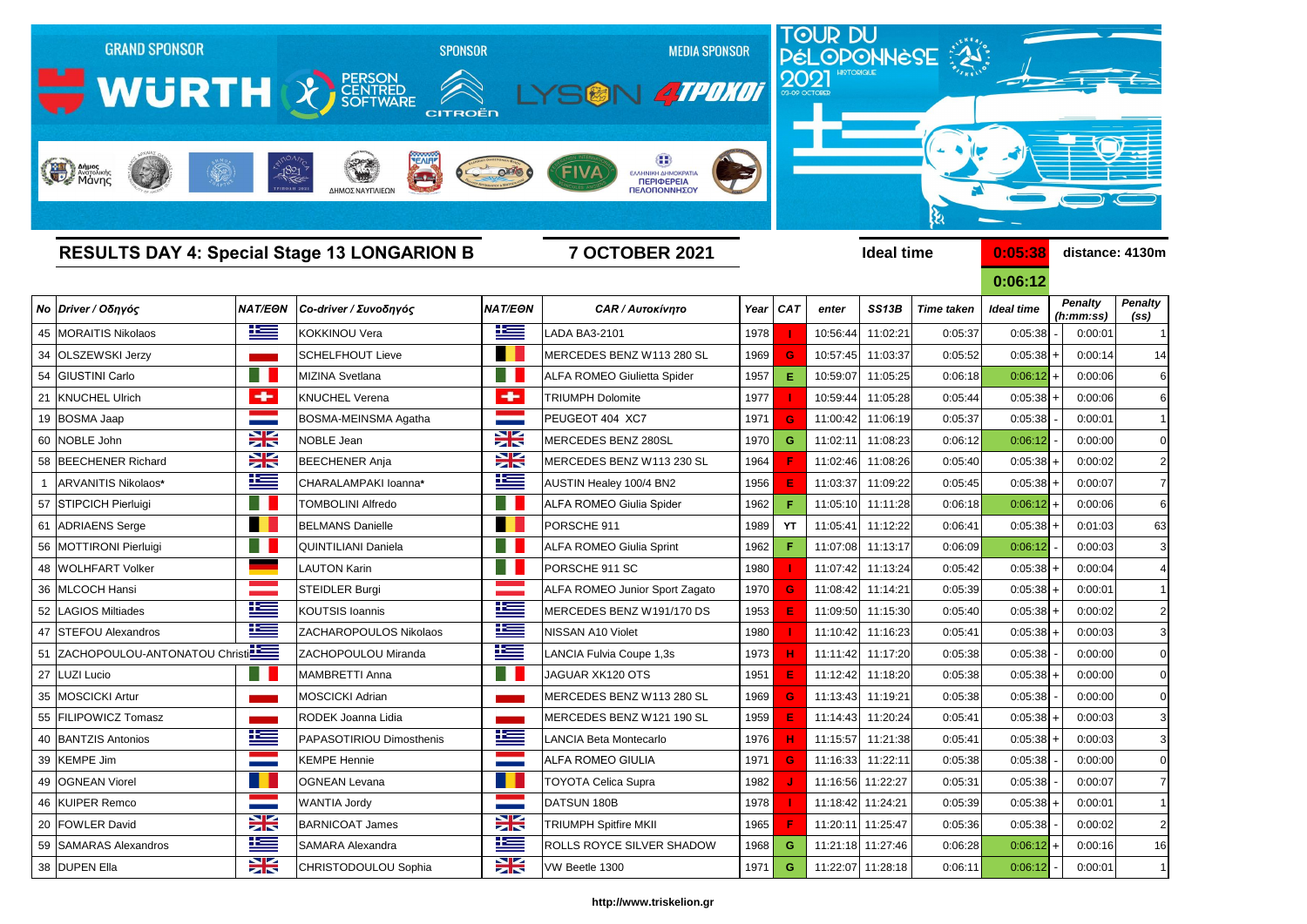GRAND SPONSOR WÜRTH | SPONSOR PERSON CENTRED SOFTWARE | CITROËN | MEDIA SPONSOR LYSON 4TPOXOI

TOUR DU PÉLOPONNÈSE 2021 HISTORIQUE 03-09 OCTOBER

## RESULTS DAY 4: Special Stage 13 LONGARION B

**7 OCTOBER 2021**

**Ideal time** 0:05:38 / 0:06:12 — **distance: 4130m**

| No | Driver / Οδηγός | NAT/ΕΘΝ | Co-driver / Συνοδηγός | NAT/ΕΘΝ | CAR / Αυτοκίνητο | Year | CAT | enter | SS13B | Time taken | Ideal time | | Penalty (h:mm:ss) | Penalty (ss) |
|---|---|---|---|---|---|---|---|---|---|---|---|---|---|---|
| 45 | MORAITIS Nikolaos | | KOKKINOU Vera | | LADA BA3-2101 | 1978 | I | 10:56:44 | 11:02:21 | 0:05:37 | 0:05:38 | - | 0:00:01 | 1 |
| 34 | OLSZEWSKI Jerzy | | SCHELFHOUT Lieve | | MERCEDES BENZ W113 280 SL | 1969 | G | 10:57:45 | 11:03:37 | 0:05:52 | 0:05:38 | + | 0:00:14 | 14 |
| 54 | GIUSTINI Carlo | | MIZINA Svetlana | | ALFA ROMEO Giulietta Spider | 1957 | E | 10:59:07 | 11:05:25 | 0:06:18 | 0:06:12 | + | 0:00:06 | 6 |
| 21 | KNUCHEL Ulrich | | KNUCHEL Verena | | TRIUMPH Dolomite | 1977 | I | 10:59:44 | 11:05:28 | 0:05:44 | 0:05:38 | + | 0:00:06 | 6 |
| 19 | BOSMA Jaap | | BOSMA-MEINSMA Agatha | | PEUGEOT 404 XC7 | 1971 | G | 11:00:42 | 11:06:19 | 0:05:37 | 0:05:38 | - | 0:00:01 | 1 |
| 60 | NOBLE John | | NOBLE Jean | | MERCEDES BENZ 280SL | 1970 | G | 11:02:11 | 11:08:23 | 0:06:12 | 0:06:12 | - | 0:00:00 | 0 |
| 58 | BEECHENER Richard | | BEECHENER Anja | | MERCEDES BENZ W113 230 SL | 1964 | F | 11:02:46 | 11:08:26 | 0:05:40 | 0:05:38 | + | 0:00:02 | 2 |
| 1 | ARVANITIS Nikolaos* | | CHARALAMPAKI Ioanna* | | AUSTIN Healey 100/4 BN2 | 1956 | E | 11:03:37 | 11:09:22 | 0:05:45 | 0:05:38 | + | 0:00:07 | 7 |
| 57 | STIPCICH Pierluigi | | TOMBOLINI Alfredo | | ALFA ROMEO Giulia Spider | 1962 | F | 11:05:10 | 11:11:28 | 0:06:18 | 0:06:12 | + | 0:00:06 | 6 |
| 61 | ADRIAENS Serge | | BELMANS Danielle | | PORSCHE 911 | 1989 | YT | 11:05:41 | 11:12:22 | 0:06:41 | 0:05:38 | + | 0:01:03 | 63 |
| 56 | MOTTIRONI Pierluigi | | QUINTILIANI Daniela | | ALFA ROMEO Giulia Sprint | 1962 | F | 11:07:08 | 11:13:17 | 0:06:09 | 0:06:12 | - | 0:00:03 | 3 |
| 48 | WOLHFART Volker | | LAUTON Karin | | PORSCHE 911 SC | 1980 | I | 11:07:42 | 11:13:24 | 0:05:42 | 0:05:38 | + | 0:00:04 | 4 |
| 36 | MLCOCH Hansi | | STEIDLER Burgi | | ALFA ROMEO Junior Sport Zagato | 1970 | G | 11:08:42 | 11:14:21 | 0:05:39 | 0:05:38 | + | 0:00:01 | 1 |
| 52 | LAGIOS Miltiades | | KOUTSIS Ioannis | | MERCEDES BENZ W191/170 DS | 1953 | E | 11:09:50 | 11:15:30 | 0:05:40 | 0:05:38 | + | 0:00:02 | 2 |
| 47 | STEFOU Alexandros | | ZACHAROPOULOS Nikolaos | | NISSAN A10 Violet | 1980 | I | 11:10:42 | 11:16:23 | 0:05:41 | 0:05:38 | + | 0:00:03 | 3 |
| 51 | ZACHOPOULOU-ANTONATOU Christi | | ZACHOPOULOU Miranda | | LANCIA Fulvia Coupe 1,3s | 1973 | H | 11:11:42 | 11:17:20 | 0:05:38 | 0:05:38 | - | 0:00:00 | 0 |
| 27 | LUZI Lucio | | MAMBRETTI Anna | | JAGUAR XK120 OTS | 1951 | E | 11:12:42 | 11:18:20 | 0:05:38 | 0:05:38 | + | 0:00:00 | 0 |
| 35 | MOSCICKI Artur | | MOSCICKI Adrian | | MERCEDES BENZ W113 280 SL | 1969 | G | 11:13:43 | 11:19:21 | 0:05:38 | 0:05:38 | - | 0:00:00 | 0 |
| 55 | FILIPOWICZ Tomasz | | RODEK Joanna Lidia | | MERCEDES BENZ W121 190 SL | 1959 | E | 11:14:43 | 11:20:24 | 0:05:41 | 0:05:38 | + | 0:00:03 | 3 |
| 40 | BANTZIS Antonios | | PAPASOTIRIOU Dimosthenis | | LANCIA Beta Montecarlo | 1976 | H | 11:15:57 | 11:21:38 | 0:05:41 | 0:05:38 | + | 0:00:03 | 3 |
| 39 | KEMPE Jim | | KEMPE Hennie | | ALFA ROMEO GIULIA | 1971 | G | 11:16:33 | 11:22:11 | 0:05:38 | 0:05:38 | - | 0:00:00 | 0 |
| 49 | OGNEAN Viorel | | OGNEAN Levana | | TOYOTA Celica Supra | 1982 | J | 11:16:56 | 11:22:27 | 0:05:31 | 0:05:38 | - | 0:00:07 | 7 |
| 46 | KUIPER Remco | | WANTIA Jordy | | DATSUN 180B | 1978 | I | 11:18:42 | 11:24:21 | 0:05:39 | 0:05:38 | + | 0:00:01 | 1 |
| 20 | FOWLER David | | BARNICOAT James | | TRIUMPH Spitfire MKII | 1965 | F | 11:20:11 | 11:25:47 | 0:05:36 | 0:05:38 | - | 0:00:02 | 2 |
| 59 | SAMARAS Alexandros | | SAMARA Alexandra | | ROLLS ROYCE SILVER SHADOW | 1968 | G | 11:21:18 | 11:27:46 | 0:06:28 | 0:06:12 | + | 0:00:16 | 16 |
| 38 | DUPEN Ella | | CHRISTODOULOU Sophia | | VW Beetle 1300 | 1971 | G | 11:22:07 | 11:28:18 | 0:06:11 | 0:06:12 | - | 0:00:01 | 1 |

http://www.triskelion.gr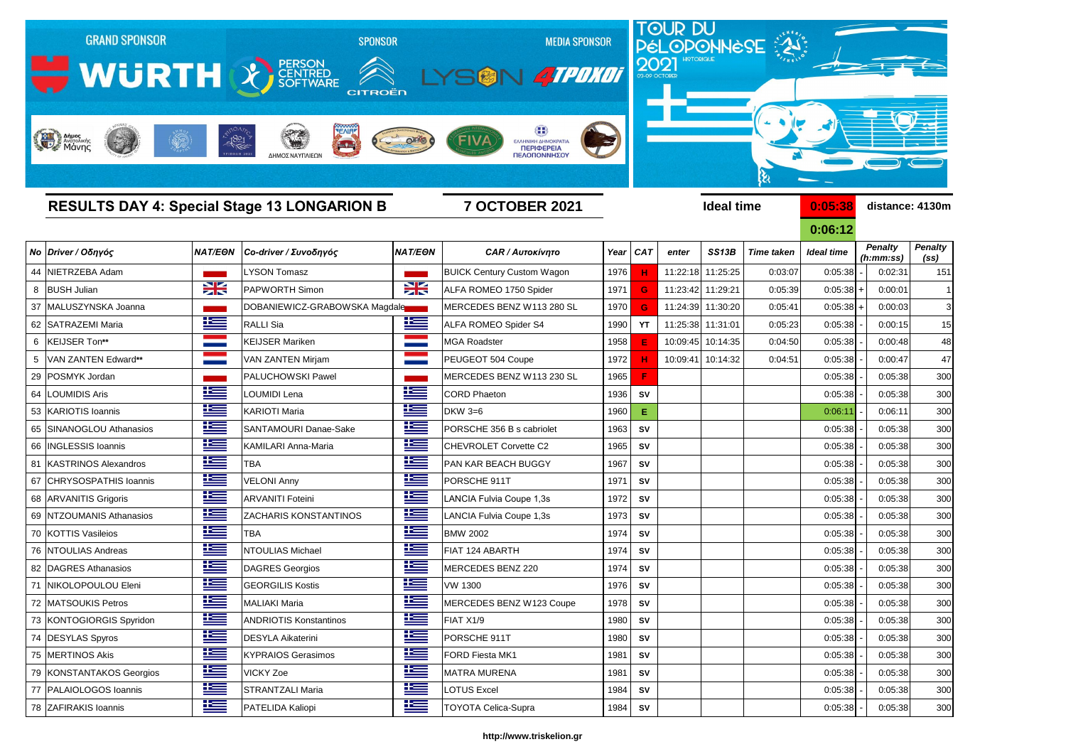GRAND SPONSOR WÜRTH · SPONSOR PERSON CENTRED SOFTWARE · CITROËN · MEDIA SPONSOR LYSON 4TPOXOI

TOUR DU PÉLOPONNÈSE 2021 HISTORIQUE 03-09 OCTOBER

## RESULTS DAY 4: Special Stage 13 LONGARION B

**7 OCTOBER 2021**

**Ideal time** 0:05:38 **distance: 4130m**

0:06:12

| No | Driver / Οδηγός | NAT/ΕΘΝ | Co-driver / Συνοδηγός | NAT/ΕΘΝ | CAR / Αυτοκίνητο | Year | CAT | enter | SS13B | Time taken | Ideal time | | Penalty (h:mm:ss) | Penalty (ss) |
|---|---|---|---|---|---|---|---|---|---|---|---|---|---|---|
| 44 | NIETRZEBA Adam | | LYSON Tomasz | | BUICK Century Custom Wagon | 1976 | H | 11:22:18 | 11:25:25 | 0:03:07 | 0:05:38 | - | 0:02:31 | 151 |
| 8 | BUSH Julian | | PAPWORTH Simon | | ALFA ROMEO 1750 Spider | 1971 | G | 11:23:42 | 11:29:21 | 0:05:39 | 0:05:38 | + | 0:00:01 | 1 |
| 37 | MALUSZYNSKA Joanna | | DOBANIEWICZ-GRABOWSKA Magdale | | MERCEDES BENZ W113 280 SL | 1970 | G | 11:24:39 | 11:30:20 | 0:05:41 | 0:05:38 | + | 0:00:03 | 3 |
| 62 | SATRAZEMI Maria | | RALLI Sia | | ALFA ROMEO Spider S4 | 1990 | YT | 11:25:38 | 11:31:01 | 0:05:23 | 0:05:38 | - | 0:00:15 | 15 |
| 6 | KEIJSER Ton** | | KEIJSER Mariken | | MGA Roadster | 1958 | E | 10:09:45 | 10:14:35 | 0:04:50 | 0:05:38 | - | 0:00:48 | 48 |
| 5 | VAN ZANTEN Edward** | | VAN ZANTEN Mirjam | | PEUGEOT 504 Coupe | 1972 | H | 10:09:41 | 10:14:32 | 0:04:51 | 0:05:38 | - | 0:00:47 | 47 |
| 29 | POSMYK Jordan | | PALUCHOWSKI Pawel | | MERCEDES BENZ W113 230 SL | 1965 | F | | | | 0:05:38 | - | 0:05:38 | 300 |
| 64 | LOUMIDIS Aris | | LOUMIDI Lena | | CORD Phaeton | 1936 | SV | | | | 0:05:38 | - | 0:05:38 | 300 |
| 53 | KARIOTIS Ioannis | | KARIOTI Maria | | DKW 3=6 | 1960 | E | | | | 0:06:11 | - | 0:06:11 | 300 |
| 65 | SINANOGLOU Athanasios | | SANTAMOURI Danae-Sake | | PORSCHE 356 B s cabriolet | 1963 | SV | | | | 0:05:38 | - | 0:05:38 | 300 |
| 66 | INGLESSIS Ioannis | | KAMILARI Anna-Maria | | CHEVROLET Corvette C2 | 1965 | SV | | | | 0:05:38 | - | 0:05:38 | 300 |
| 81 | KASTRINOS Alexandros | | TBA | | PAN KAR BEACH BUGGY | 1967 | SV | | | | 0:05:38 | - | 0:05:38 | 300 |
| 67 | CHRYSOSPATHIS Ioannis | | VELONI Anny | | PORSCHE 911T | 1971 | SV | | | | 0:05:38 | - | 0:05:38 | 300 |
| 68 | ARVANITIS Grigoris | | ARVANITI Foteini | | LANCIA Fulvia Coupe 1,3s | 1972 | SV | | | | 0:05:38 | - | 0:05:38 | 300 |
| 69 | NTZOUMANIS Athanasios | | ZACHARIS KONSTANTINOS | | LANCIA Fulvia Coupe 1,3s | 1973 | SV | | | | 0:05:38 | - | 0:05:38 | 300 |
| 70 | KOTTIS Vasileios | | TBA | | BMW 2002 | 1974 | SV | | | | 0:05:38 | - | 0:05:38 | 300 |
| 76 | NTOULIAS Andreas | | NTOULIAS Michael | | FIAT 124 ABARTH | 1974 | SV | | | | 0:05:38 | - | 0:05:38 | 300 |
| 82 | DAGRES Athanasios | | DAGRES Georgios | | MERCEDES BENZ 220 | 1974 | SV | | | | 0:05:38 | - | 0:05:38 | 300 |
| 71 | NIKOLOPOULOU Eleni | | GEORGILIS Kostis | | VW 1300 | 1976 | SV | | | | 0:05:38 | - | 0:05:38 | 300 |
| 72 | MATSOUKIS Petros | | MALIAKI Maria | | MERCEDES BENZ W123 Coupe | 1978 | SV | | | | 0:05:38 | - | 0:05:38 | 300 |
| 73 | KONTOGIORGIS Spyridon | | ANDRIOTIS Konstantinos | | FIAT X1/9 | 1980 | SV | | | | 0:05:38 | - | 0:05:38 | 300 |
| 74 | DESYLAS Spyros | | DESYLA Aikaterini | | PORSCHE 911T | 1980 | SV | | | | 0:05:38 | - | 0:05:38 | 300 |
| 75 | MERTINOS Akis | | KYPRAIOS Gerasimos | | FORD Fiesta MK1 | 1981 | SV | | | | 0:05:38 | - | 0:05:38 | 300 |
| 79 | KONSTANTAKOS Georgios | | VICKY Zoe | | MATRA MURENA | 1981 | SV | | | | 0:05:38 | - | 0:05:38 | 300 |
| 77 | PALAIOLOGOS Ioannis | | STRANTZALI Maria | | LOTUS Excel | 1984 | SV | | | | 0:05:38 | - | 0:05:38 | 300 |
| 78 | ZAFIRAKIS Ioannis | | PATELIDA Kaliopi | | TOYOTA Celica-Supra | 1984 | SV | | | | 0:05:38 | - | 0:05:38 | 300 |

http://www.triskelion.gr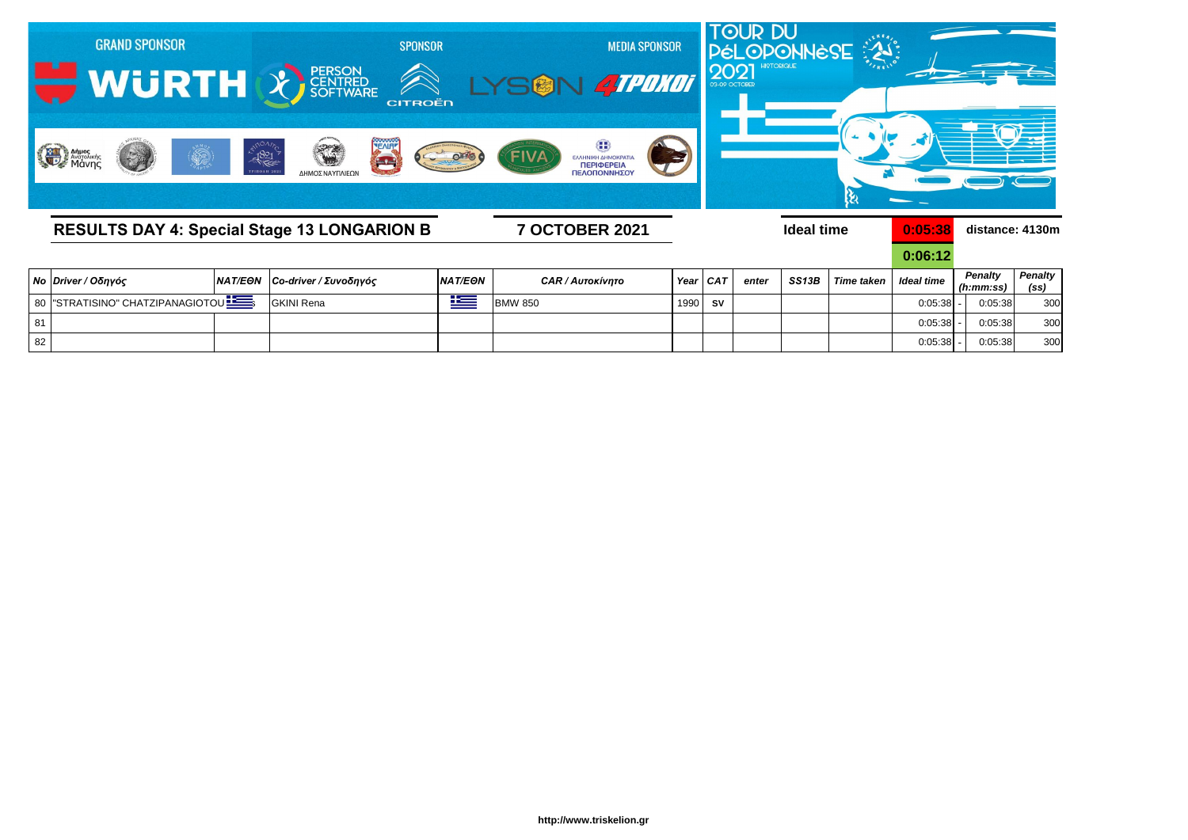GRAND SPONSOR WÜRTH | SPONSOR PERSON CENTRED SOFTWARE CITROËN | MEDIA SPONSOR LYSON 4TPOXOI

TOUR DU PÉLOPONNÈSE 2021 HISTORIQUE 03-09 OCTOBER

## RESULTS DAY 4: Special Stage 13 LONGARION B

**7 OCTOBER 2021**

**Ideal time** **0:05:38** **distance: 4130m**

**0:06:12**

| No | Driver / Οδηγός | NAT/ΕΘΝ | Co-driver / Συνοδηγός | NAT/ΕΘΝ | CAR / Αυτοκίνητο | Year | CAT | enter | SS13B | Time taken | Ideal time | | Penalty (h:mm:ss) | Penalty (ss) |
|---|---|---|---|---|---|---|---|---|---|---|---|---|---|---|
| 80 | "STRATISINO" CHATZIPANAGIOTOU | | GKINI Rena | | BMW 850 | 1990 | SV | | | | 0:05:38 | - | 0:05:38 | 300 |
| 81 | | | | | | | | | | | 0:05:38 | - | 0:05:38 | 300 |
| 82 | | | | | | | | | | | 0:05:38 | - | 0:05:38 | 300 |

http://www.triskelion.gr